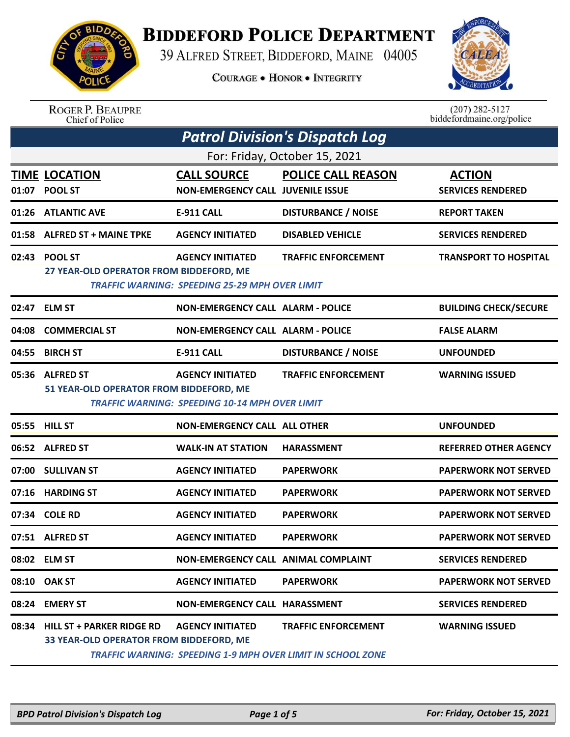# BIDDEFORD POLICE DEPARTMENT

39 ALFRED STREET, BIDDEFORD, MAINE 04005

COURAGE • HONOR • INTEGRITY

ROGER P. BEAUPRE
Chief of Police

(207) 282-5127
biddefordmaine.org/police

## Patrol Division's Dispatch Log

For: Friday, October 15, 2021

| TIME | LOCATION | CALL SOURCE | POLICE CALL REASON | ACTION |
|---|---|---|---|---|
| 01:07 | POOL ST | NON-EMERGENCY CALL | JUVENILE ISSUE | SERVICES RENDERED |
| 01:26 | ATLANTIC AVE | E-911 CALL | DISTURBANCE / NOISE | REPORT TAKEN |
| 01:58 | ALFRED ST + MAINE TPKE | AGENCY INITIATED | DISABLED VEHICLE | SERVICES RENDERED |
| 02:43 | POOL ST | AGENCY INITIATED | TRAFFIC ENFORCEMENT | TRANSPORT TO HOSPITAL |
| | 27 YEAR-OLD OPERATOR FROM BIDDEFORD, ME<br>*TRAFFIC WARNING: SPEEDING 25-29 MPH OVER LIMIT* | | | |
| 02:47 | ELM ST | NON-EMERGENCY CALL | ALARM - POLICE | BUILDING CHECK/SECURE |
| 04:08 | COMMERCIAL ST | NON-EMERGENCY CALL | ALARM - POLICE | FALSE ALARM |
| 04:55 | BIRCH ST | E-911 CALL | DISTURBANCE / NOISE | UNFOUNDED |
| 05:36 | ALFRED ST | AGENCY INITIATED | TRAFFIC ENFORCEMENT | WARNING ISSUED |
| | 51 YEAR-OLD OPERATOR FROM BIDDEFORD, ME<br>*TRAFFIC WARNING: SPEEDING 10-14 MPH OVER LIMIT* | | | |
| 05:55 | HILL ST | NON-EMERGENCY CALL | ALL OTHER | UNFOUNDED |
| 06:52 | ALFRED ST | WALK-IN AT STATION | HARASSMENT | REFERRED OTHER AGENCY |
| 07:00 | SULLIVAN ST | AGENCY INITIATED | PAPERWORK | PAPERWORK NOT SERVED |
| 07:16 | HARDING ST | AGENCY INITIATED | PAPERWORK | PAPERWORK NOT SERVED |
| 07:34 | COLE RD | AGENCY INITIATED | PAPERWORK | PAPERWORK NOT SERVED |
| 07:51 | ALFRED ST | AGENCY INITIATED | PAPERWORK | PAPERWORK NOT SERVED |
| 08:02 | ELM ST | NON-EMERGENCY CALL | ANIMAL COMPLAINT | SERVICES RENDERED |
| 08:10 | OAK ST | AGENCY INITIATED | PAPERWORK | PAPERWORK NOT SERVED |
| 08:24 | EMERY ST | NON-EMERGENCY CALL | HARASSMENT | SERVICES RENDERED |
| 08:34 | HILL ST + PARKER RIDGE RD | AGENCY INITIATED | TRAFFIC ENFORCEMENT | WARNING ISSUED |
| | 33 YEAR-OLD OPERATOR FROM BIDDEFORD, ME<br>*TRAFFIC WARNING: SPEEDING 1-9 MPH OVER LIMIT IN SCHOOL ZONE* | | | |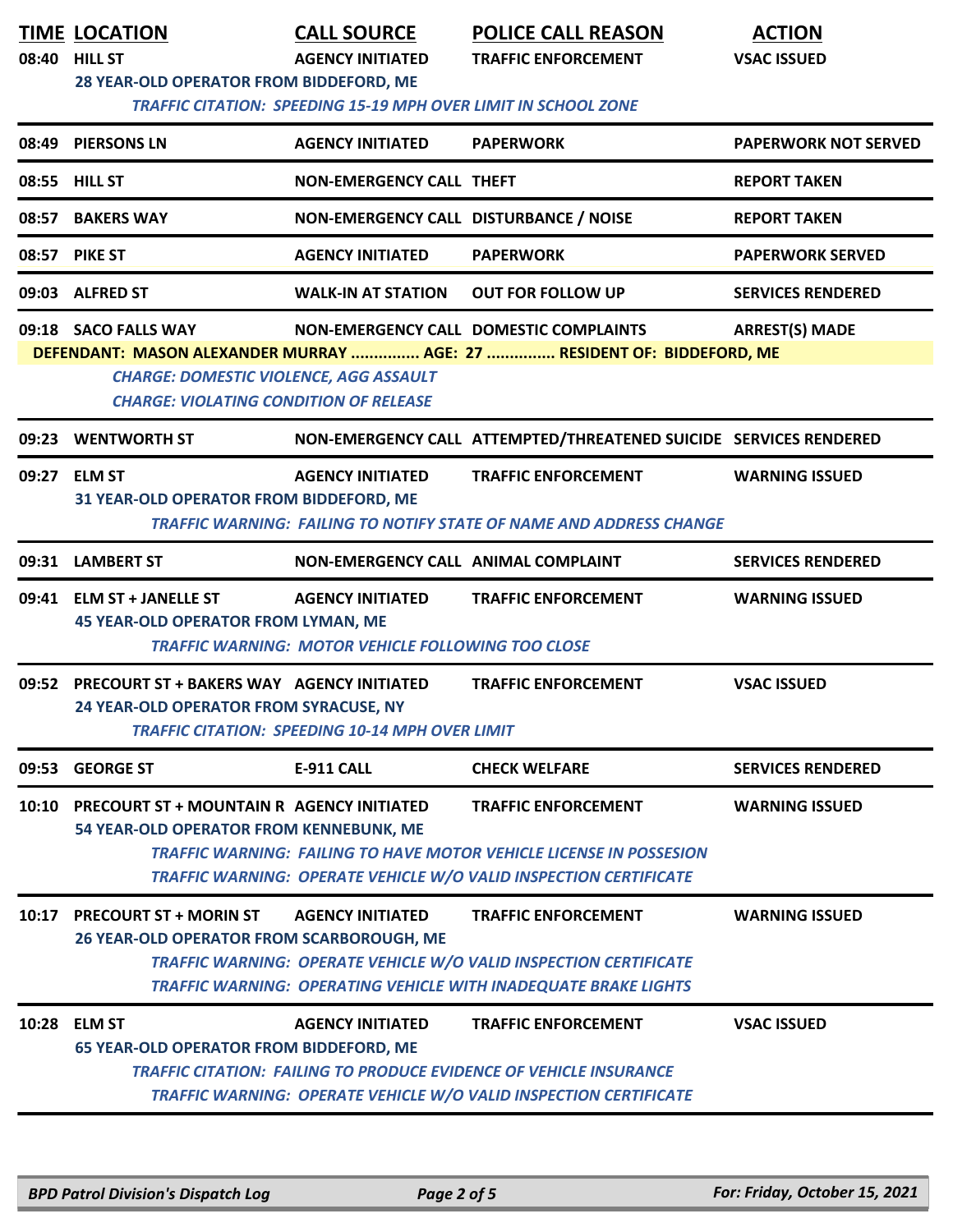| TIME | LOCATION | CALL SOURCE | POLICE CALL REASON | ACTION |
|---|---|---|---|---|
| 08:40 | HILL ST | AGENCY INITIATED | TRAFFIC ENFORCEMENT | VSAC ISSUED |
| | 28 YEAR-OLD OPERATOR FROM BIDDEFORD, ME | | | |
| | *TRAFFIC CITATION: SPEEDING 15-19 MPH OVER LIMIT IN SCHOOL ZONE* | | | |
| 08:49 | PIERSONS LN | AGENCY INITIATED | PAPERWORK | PAPERWORK NOT SERVED |
| 08:55 | HILL ST | NON-EMERGENCY CALL | THEFT | REPORT TAKEN |
| 08:57 | BAKERS WAY | NON-EMERGENCY CALL | DISTURBANCE / NOISE | REPORT TAKEN |
| 08:57 | PIKE ST | AGENCY INITIATED | PAPERWORK | PAPERWORK SERVED |
| 09:03 | ALFRED ST | WALK-IN AT STATION | OUT FOR FOLLOW UP | SERVICES RENDERED |
| 09:18 | SACO FALLS WAY | NON-EMERGENCY CALL | DOMESTIC COMPLAINTS | ARREST(S) MADE |
| | DEFENDANT: MASON ALEXANDER MURRAY ............... AGE: 27 ............... RESIDENT OF: BIDDEFORD, ME | | | |
| | *CHARGE: DOMESTIC VIOLENCE, AGG ASSAULT* | | | |
| | *CHARGE: VIOLATING CONDITION OF RELEASE* | | | |
| 09:23 | WENTWORTH ST | NON-EMERGENCY CALL | ATTEMPTED/THREATENED SUICIDE | SERVICES RENDERED |
| 09:27 | ELM ST | AGENCY INITIATED | TRAFFIC ENFORCEMENT | WARNING ISSUED |
| | 31 YEAR-OLD OPERATOR FROM BIDDEFORD, ME | | | |
| | *TRAFFIC WARNING: FAILING TO NOTIFY STATE OF NAME AND ADDRESS CHANGE* | | | |
| 09:31 | LAMBERT ST | NON-EMERGENCY CALL | ANIMAL COMPLAINT | SERVICES RENDERED |
| 09:41 | ELM ST + JANELLE ST | AGENCY INITIATED | TRAFFIC ENFORCEMENT | WARNING ISSUED |
| | 45 YEAR-OLD OPERATOR FROM LYMAN, ME | | | |
| | *TRAFFIC WARNING: MOTOR VEHICLE FOLLOWING TOO CLOSE* | | | |
| 09:52 | PRECOURT ST + BAKERS WAY | AGENCY INITIATED | TRAFFIC ENFORCEMENT | VSAC ISSUED |
| | 24 YEAR-OLD OPERATOR FROM SYRACUSE, NY | | | |
| | *TRAFFIC CITATION: SPEEDING 10-14 MPH OVER LIMIT* | | | |
| 09:53 | GEORGE ST | E-911 CALL | CHECK WELFARE | SERVICES RENDERED |
| 10:10 | PRECOURT ST + MOUNTAIN R | AGENCY INITIATED | TRAFFIC ENFORCEMENT | WARNING ISSUED |
| | 54 YEAR-OLD OPERATOR FROM KENNEBUNK, ME | | | |
| | *TRAFFIC WARNING: FAILING TO HAVE MOTOR VEHICLE LICENSE IN POSSESION* | | | |
| | *TRAFFIC WARNING: OPERATE VEHICLE W/O VALID INSPECTION CERTIFICATE* | | | |
| 10:17 | PRECOURT ST + MORIN ST | AGENCY INITIATED | TRAFFIC ENFORCEMENT | WARNING ISSUED |
| | 26 YEAR-OLD OPERATOR FROM SCARBOROUGH, ME | | | |
| | *TRAFFIC WARNING: OPERATE VEHICLE W/O VALID INSPECTION CERTIFICATE* | | | |
| | *TRAFFIC WARNING: OPERATING VEHICLE WITH INADEQUATE BRAKE LIGHTS* | | | |
| 10:28 | ELM ST | AGENCY INITIATED | TRAFFIC ENFORCEMENT | VSAC ISSUED |
| | 65 YEAR-OLD OPERATOR FROM BIDDEFORD, ME | | | |
| | *TRAFFIC CITATION: FAILING TO PRODUCE EVIDENCE OF VEHICLE INSURANCE* | | | |
| | *TRAFFIC WARNING: OPERATE VEHICLE W/O VALID INSPECTION CERTIFICATE* | | | |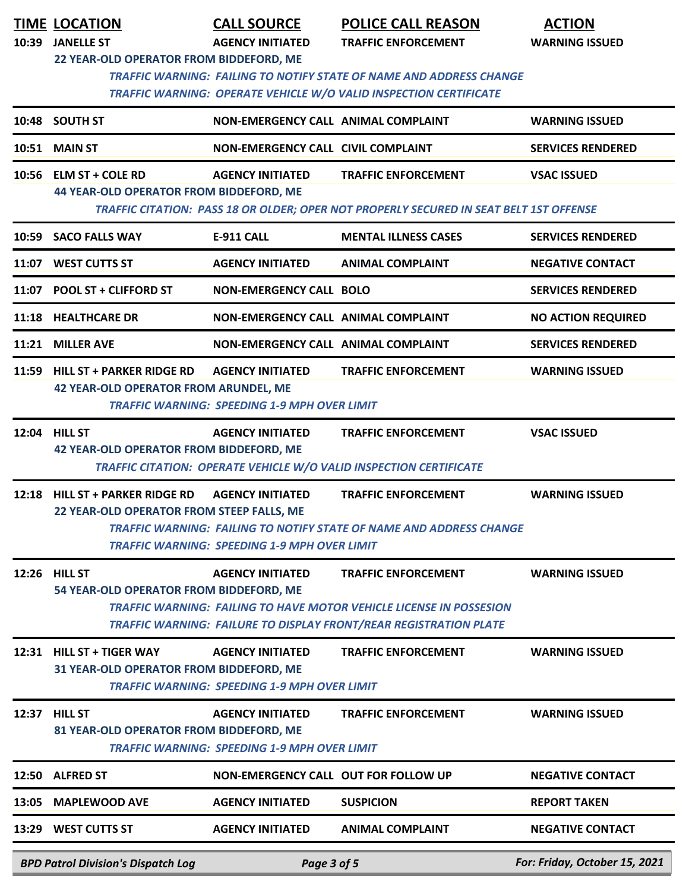| TIME | LOCATION | CALL SOURCE | POLICE CALL REASON | ACTION |
|---|---|---|---|---|
| 10:39 | JANELLE ST | AGENCY INITIATED | TRAFFIC ENFORCEMENT | WARNING ISSUED |
| | 22 YEAR-OLD OPERATOR FROM BIDDEFORD, ME | | | |
| | *TRAFFIC WARNING: FAILING TO NOTIFY STATE OF NAME AND ADDRESS CHANGE* | | | |
| | *TRAFFIC WARNING: OPERATE VEHICLE W/O VALID INSPECTION CERTIFICATE* | | | |
| 10:48 | SOUTH ST | NON-EMERGENCY CALL | ANIMAL COMPLAINT | WARNING ISSUED |
| 10:51 | MAIN ST | NON-EMERGENCY CALL | CIVIL COMPLAINT | SERVICES RENDERED |
| 10:56 | ELM ST + COLE RD | AGENCY INITIATED | TRAFFIC ENFORCEMENT | VSAC ISSUED |
| | 44 YEAR-OLD OPERATOR FROM BIDDEFORD, ME | | | |
| | *TRAFFIC CITATION: PASS 18 OR OLDER; OPER NOT PROPERLY SECURED IN SEAT BELT 1ST OFFENSE* | | | |
| 10:59 | SACO FALLS WAY | E-911 CALL | MENTAL ILLNESS CASES | SERVICES RENDERED |
| 11:07 | WEST CUTTS ST | AGENCY INITIATED | ANIMAL COMPLAINT | NEGATIVE CONTACT |
| 11:07 | POOL ST + CLIFFORD ST | NON-EMERGENCY CALL | BOLO | SERVICES RENDERED |
| 11:18 | HEALTHCARE DR | NON-EMERGENCY CALL | ANIMAL COMPLAINT | NO ACTION REQUIRED |
| 11:21 | MILLER AVE | NON-EMERGENCY CALL | ANIMAL COMPLAINT | SERVICES RENDERED |
| 11:59 | HILL ST + PARKER RIDGE RD | AGENCY INITIATED | TRAFFIC ENFORCEMENT | WARNING ISSUED |
| | 42 YEAR-OLD OPERATOR FROM ARUNDEL, ME | | | |
| | *TRAFFIC WARNING: SPEEDING 1-9 MPH OVER LIMIT* | | | |
| 12:04 | HILL ST | AGENCY INITIATED | TRAFFIC ENFORCEMENT | VSAC ISSUED |
| | 42 YEAR-OLD OPERATOR FROM BIDDEFORD, ME | | | |
| | *TRAFFIC CITATION: OPERATE VEHICLE W/O VALID INSPECTION CERTIFICATE* | | | |
| 12:18 | HILL ST + PARKER RIDGE RD | AGENCY INITIATED | TRAFFIC ENFORCEMENT | WARNING ISSUED |
| | 22 YEAR-OLD OPERATOR FROM STEEP FALLS, ME | | | |
| | *TRAFFIC WARNING: FAILING TO NOTIFY STATE OF NAME AND ADDRESS CHANGE* | | | |
| | *TRAFFIC WARNING: SPEEDING 1-9 MPH OVER LIMIT* | | | |
| 12:26 | HILL ST | AGENCY INITIATED | TRAFFIC ENFORCEMENT | WARNING ISSUED |
| | 54 YEAR-OLD OPERATOR FROM BIDDEFORD, ME | | | |
| | *TRAFFIC WARNING: FAILING TO HAVE MOTOR VEHICLE LICENSE IN POSSESION* | | | |
| | *TRAFFIC WARNING: FAILURE TO DISPLAY FRONT/REAR REGISTRATION PLATE* | | | |
| 12:31 | HILL ST + TIGER WAY | AGENCY INITIATED | TRAFFIC ENFORCEMENT | WARNING ISSUED |
| | 31 YEAR-OLD OPERATOR FROM BIDDEFORD, ME | | | |
| | *TRAFFIC WARNING: SPEEDING 1-9 MPH OVER LIMIT* | | | |
| 12:37 | HILL ST | AGENCY INITIATED | TRAFFIC ENFORCEMENT | WARNING ISSUED |
| | 81 YEAR-OLD OPERATOR FROM BIDDEFORD, ME | | | |
| | *TRAFFIC WARNING: SPEEDING 1-9 MPH OVER LIMIT* | | | |
| 12:50 | ALFRED ST | NON-EMERGENCY CALL | OUT FOR FOLLOW UP | NEGATIVE CONTACT |
| 13:05 | MAPLEWOOD AVE | AGENCY INITIATED | SUSPICION | REPORT TAKEN |
| 13:29 | WEST CUTTS ST | AGENCY INITIATED | ANIMAL COMPLAINT | NEGATIVE CONTACT |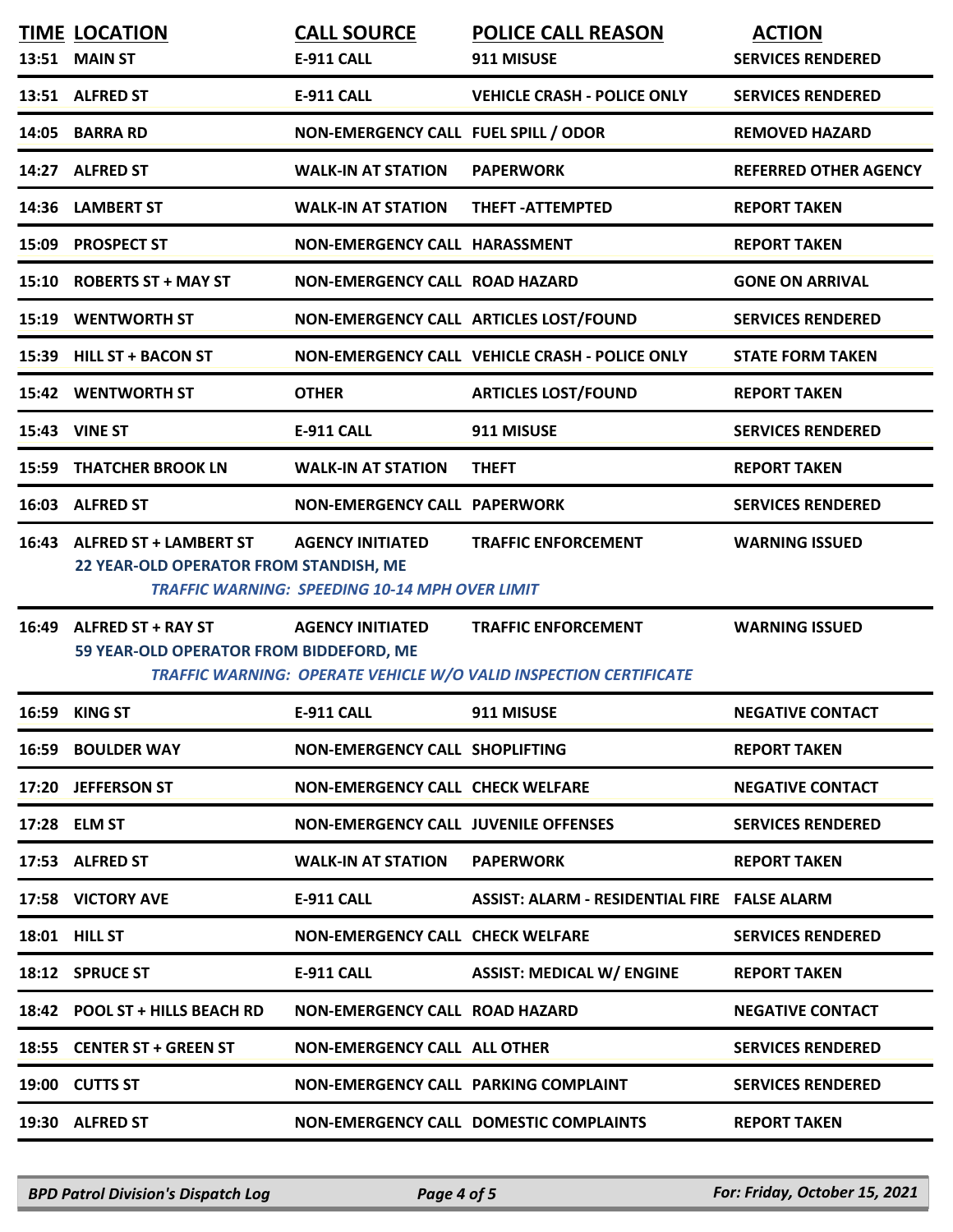| TIME | LOCATION | CALL SOURCE | POLICE CALL REASON | ACTION |
|---|---|---|---|---|
| 13:51 | MAIN ST | E-911 CALL | 911 MISUSE | SERVICES RENDERED |
| 13:51 | ALFRED ST | E-911 CALL | VEHICLE CRASH - POLICE ONLY | SERVICES RENDERED |
| 14:05 | BARRA RD | NON-EMERGENCY CALL | FUEL SPILL / ODOR | REMOVED HAZARD |
| 14:27 | ALFRED ST | WALK-IN AT STATION | PAPERWORK | REFERRED OTHER AGENCY |
| 14:36 | LAMBERT ST | WALK-IN AT STATION | THEFT -ATTEMPTED | REPORT TAKEN |
| 15:09 | PROSPECT ST | NON-EMERGENCY CALL | HARASSMENT | REPORT TAKEN |
| 15:10 | ROBERTS ST + MAY ST | NON-EMERGENCY CALL | ROAD HAZARD | GONE ON ARRIVAL |
| 15:19 | WENTWORTH ST | NON-EMERGENCY CALL | ARTICLES LOST/FOUND | SERVICES RENDERED |
| 15:39 | HILL ST + BACON ST | NON-EMERGENCY CALL | VEHICLE CRASH - POLICE ONLY | STATE FORM TAKEN |
| 15:42 | WENTWORTH ST | OTHER | ARTICLES LOST/FOUND | REPORT TAKEN |
| 15:43 | VINE ST | E-911 CALL | 911 MISUSE | SERVICES RENDERED |
| 15:59 | THATCHER BROOK LN | WALK-IN AT STATION | THEFT | REPORT TAKEN |
| 16:03 | ALFRED ST | NON-EMERGENCY CALL | PAPERWORK | SERVICES RENDERED |
| 16:43 | ALFRED ST + LAMBERT ST<br>22 YEAR-OLD OPERATOR FROM STANDISH, ME<br>*TRAFFIC WARNING: SPEEDING 10-14 MPH OVER LIMIT* | AGENCY INITIATED | TRAFFIC ENFORCEMENT | WARNING ISSUED |
| 16:49 | ALFRED ST + RAY ST<br>59 YEAR-OLD OPERATOR FROM BIDDEFORD, ME<br>*TRAFFIC WARNING: OPERATE VEHICLE W/O VALID INSPECTION CERTIFICATE* | AGENCY INITIATED | TRAFFIC ENFORCEMENT | WARNING ISSUED |
| 16:59 | KING ST | E-911 CALL | 911 MISUSE | NEGATIVE CONTACT |
| 16:59 | BOULDER WAY | NON-EMERGENCY CALL | SHOPLIFTING | REPORT TAKEN |
| 17:20 | JEFFERSON ST | NON-EMERGENCY CALL | CHECK WELFARE | NEGATIVE CONTACT |
| 17:28 | ELM ST | NON-EMERGENCY CALL | JUVENILE OFFENSES | SERVICES RENDERED |
| 17:53 | ALFRED ST | WALK-IN AT STATION | PAPERWORK | REPORT TAKEN |
| 17:58 | VICTORY AVE | E-911 CALL | ASSIST: ALARM - RESIDENTIAL FIRE | FALSE ALARM |
| 18:01 | HILL ST | NON-EMERGENCY CALL | CHECK WELFARE | SERVICES RENDERED |
| 18:12 | SPRUCE ST | E-911 CALL | ASSIST: MEDICAL W/ ENGINE | REPORT TAKEN |
| 18:42 | POOL ST + HILLS BEACH RD | NON-EMERGENCY CALL | ROAD HAZARD | NEGATIVE CONTACT |
| 18:55 | CENTER ST + GREEN ST | NON-EMERGENCY CALL | ALL OTHER | SERVICES RENDERED |
| 19:00 | CUTTS ST | NON-EMERGENCY CALL | PARKING COMPLAINT | SERVICES RENDERED |
| 19:30 | ALFRED ST | NON-EMERGENCY CALL | DOMESTIC COMPLAINTS | REPORT TAKEN |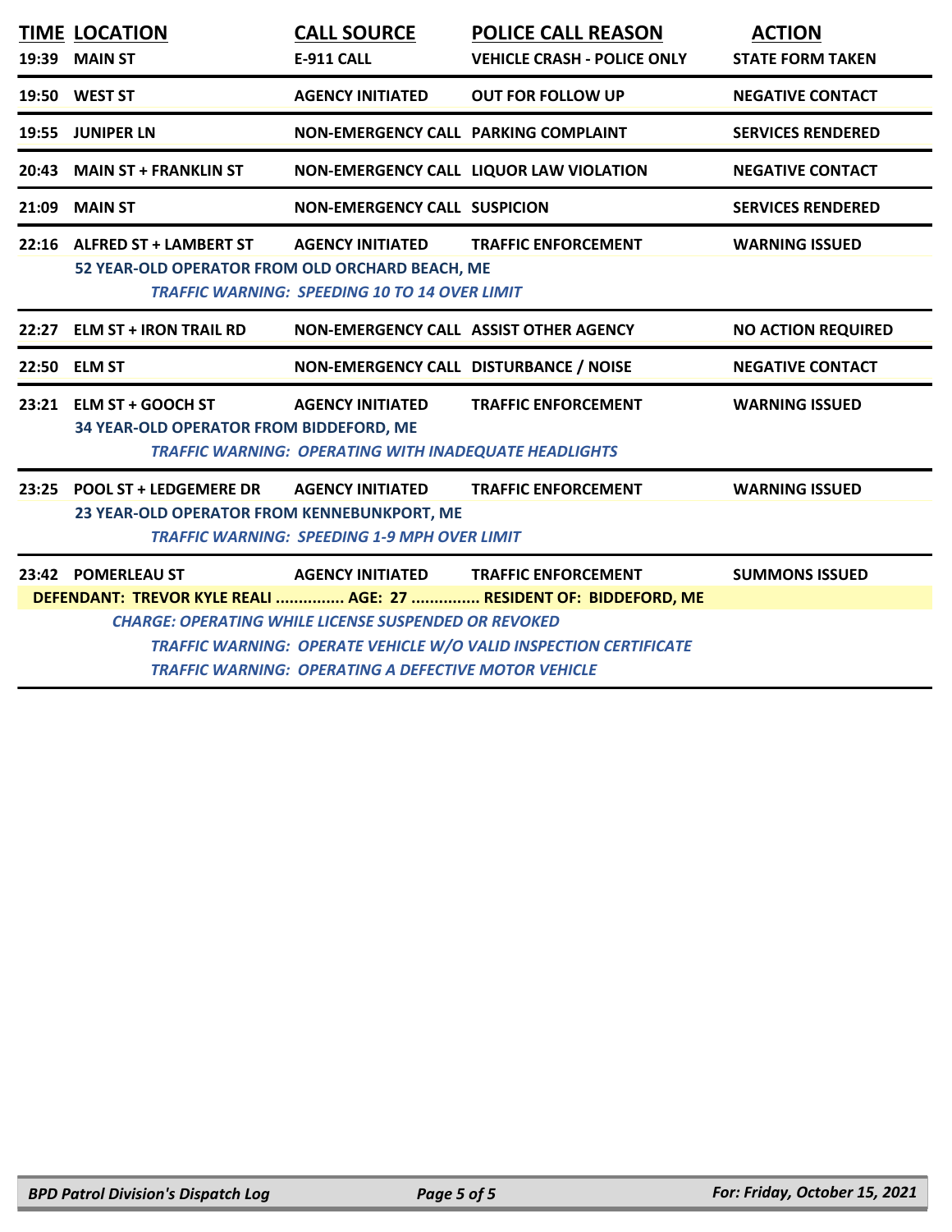| TIME | LOCATION | CALL SOURCE | POLICE CALL REASON | ACTION |
|---|---|---|---|---|
| 19:39 | MAIN ST | E-911 CALL | VEHICLE CRASH - POLICE ONLY | STATE FORM TAKEN |
| 19:50 | WEST ST | AGENCY INITIATED | OUT FOR FOLLOW UP | NEGATIVE CONTACT |
| 19:55 | JUNIPER LN | NON-EMERGENCY CALL | PARKING COMPLAINT | SERVICES RENDERED |
| 20:43 | MAIN ST + FRANKLIN ST | NON-EMERGENCY CALL | LIQUOR LAW VIOLATION | NEGATIVE CONTACT |
| 21:09 | MAIN ST | NON-EMERGENCY CALL | SUSPICION | SERVICES RENDERED |
| 22:16 | ALFRED ST + LAMBERT ST | AGENCY INITIATED | TRAFFIC ENFORCEMENT | WARNING ISSUED |
| | 52 YEAR-OLD OPERATOR FROM OLD ORCHARD BEACH, ME<br>*TRAFFIC WARNING: SPEEDING 10 TO 14 OVER LIMIT* | | | |
| 22:27 | ELM ST + IRON TRAIL RD | NON-EMERGENCY CALL | ASSIST OTHER AGENCY | NO ACTION REQUIRED |
| 22:50 | ELM ST | NON-EMERGENCY CALL | DISTURBANCE / NOISE | NEGATIVE CONTACT |
| 23:21 | ELM ST + GOOCH ST | AGENCY INITIATED | TRAFFIC ENFORCEMENT | WARNING ISSUED |
| | 34 YEAR-OLD OPERATOR FROM BIDDEFORD, ME<br>*TRAFFIC WARNING: OPERATING WITH INADEQUATE HEADLIGHTS* | | | |
| 23:25 | POOL ST + LEDGEMERE DR | AGENCY INITIATED | TRAFFIC ENFORCEMENT | WARNING ISSUED |
| | 23 YEAR-OLD OPERATOR FROM KENNEBUNKPORT, ME<br>*TRAFFIC WARNING: SPEEDING 1-9 MPH OVER LIMIT* | | | |
| 23:42 | POMERLEAU ST | AGENCY INITIATED | TRAFFIC ENFORCEMENT | SUMMONS ISSUED |
| | **DEFENDANT: TREVOR KYLE REALI ............... AGE: 27 ............... RESIDENT OF: BIDDEFORD, ME**<br>*CHARGE: OPERATING WHILE LICENSE SUSPENDED OR REVOKED*<br>*TRAFFIC WARNING: OPERATE VEHICLE W/O VALID INSPECTION CERTIFICATE*<br>*TRAFFIC WARNING: OPERATING A DEFECTIVE MOTOR VEHICLE* | | | |